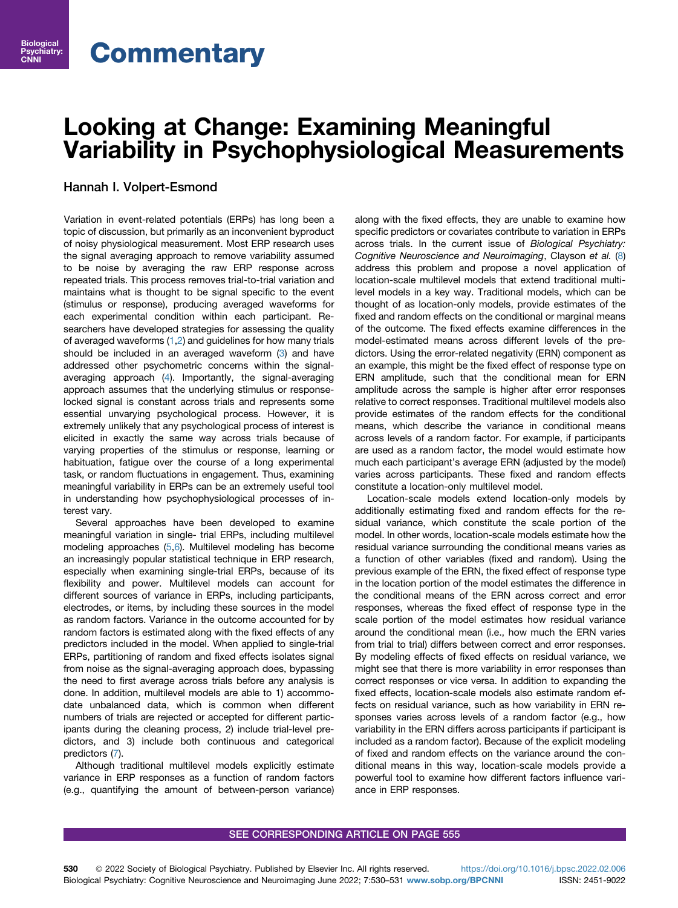# Commentary

# Looking at Change: Examining Meaningful Variability in Psychophysiological Measurements

Hannah I. Volpert-Esmond

Variation in event-related potentials (ERPs) has long been a topic of discussion, but primarily as an inconvenient byproduct of noisy physiological measurement. Most ERP research uses the signal averaging approach to remove variability assumed to be noise by averaging the raw ERP response across repeated trials. This process removes trial-to-trial variation and maintains what is thought to be signal specific to the event (stimulus or response), producing averaged waveforms for each experimental condition within each participant. Researchers have developed strategies for assessing the quality of averaged waveforms (1,2) and guidelines for how many trials should be included in an averaged waveform (3) and have addressed other psychometric concerns within the signal-averaging approach (4). Importantly, the signal-averaging approach assumes that the underlying stimulus or response-locked signal is constant across trials and represents some essential unvarying psychological process. However, it is extremely unlikely that any psychological process of interest is elicited in exactly the same way across trials because of varying properties of the stimulus or response, learning or habituation, fatigue over the course of a long experimental task, or random fluctuations in engagement. Thus, examining meaningful variability in ERPs can be an extremely useful tool in understanding how psychophysiological processes of interest vary.

Several approaches have been developed to examine meaningful variation in single- trial ERPs, including multilevel modeling approaches (5,6). Multilevel modeling has become an increasingly popular statistical technique in ERP research, especially when examining single-trial ERPs, because of its flexibility and power. Multilevel models can account for different sources of variance in ERPs, including participants, electrodes, or items, by including these sources in the model as random factors. Variance in the outcome accounted for by random factors is estimated along with the fixed effects of any predictors included in the model. When applied to single-trial ERPs, partitioning of random and fixed effects isolates signal from noise as the signal-averaging approach does, bypassing the need to first average across trials before any analysis is done. In addition, multilevel models are able to 1) accommodate unbalanced data, which is common when different numbers of trials are rejected or accepted for different participants during the cleaning process, 2) include trial-level predictors, and 3) include both continuous and categorical predictors (7).

Although traditional multilevel models explicitly estimate variance in ERP responses as a function of random factors (e.g., quantifying the amount of between-person variance) along with the fixed effects, they are unable to examine how specific predictors or covariates contribute to variation in ERPs across trials. In the current issue of *Biological Psychiatry: Cognitive Neuroscience and Neuroimaging*, Clayson *et al.* (8) address this problem and propose a novel application of location-scale multilevel models that extend traditional multilevel models in a key way. Traditional models, which can be thought of as location-only models, provide estimates of the fixed and random effects on the conditional or marginal means of the outcome. The fixed effects examine differences in the model-estimated means across different levels of the predictors. Using the error-related negativity (ERN) component as an example, this might be the fixed effect of response type on ERN amplitude, such that the conditional mean for ERN amplitude across the sample is higher after error responses relative to correct responses. Traditional multilevel models also provide estimates of the random effects for the conditional means, which describe the variance in conditional means across levels of a random factor. For example, if participants are used as a random factor, the model would estimate how much each participant's average ERN (adjusted by the model) varies across participants. These fixed and random effects constitute a location-only multilevel model.

Location-scale models extend location-only models by additionally estimating fixed and random effects for the residual variance, which constitute the scale portion of the model. In other words, location-scale models estimate how the residual variance surrounding the conditional means varies as a function of other variables (fixed and random). Using the previous example of the ERN, the fixed effect of response type in the location portion of the model estimates the difference in the conditional means of the ERN across correct and error responses, whereas the fixed effect of response type in the scale portion of the model estimates how residual variance around the conditional mean (i.e., how much the ERN varies from trial to trial) differs between correct and error responses. By modeling effects of fixed effects on residual variance, we might see that there is more variability in error responses than correct responses or vice versa. In addition to expanding the fixed effects, location-scale models also estimate random effects on residual variance, such as how variability in ERN responses varies across levels of a random factor (e.g., how variability in the ERN differs across participants if participant is included as a random factor). Because of the explicit modeling of fixed and random effects on the variance around the conditional means in this way, location-scale models provide a powerful tool to examine how different factors influence variance in ERP responses.

SEE CORRESPONDING ARTICLE ON PAGE 555

© 2022 Society of Biological Psychiatry. Published by Elsevier Inc. All rights reserved. https://doi.org/10.1016/j.bpsc.2022.02.006 ISSN: 2451-9022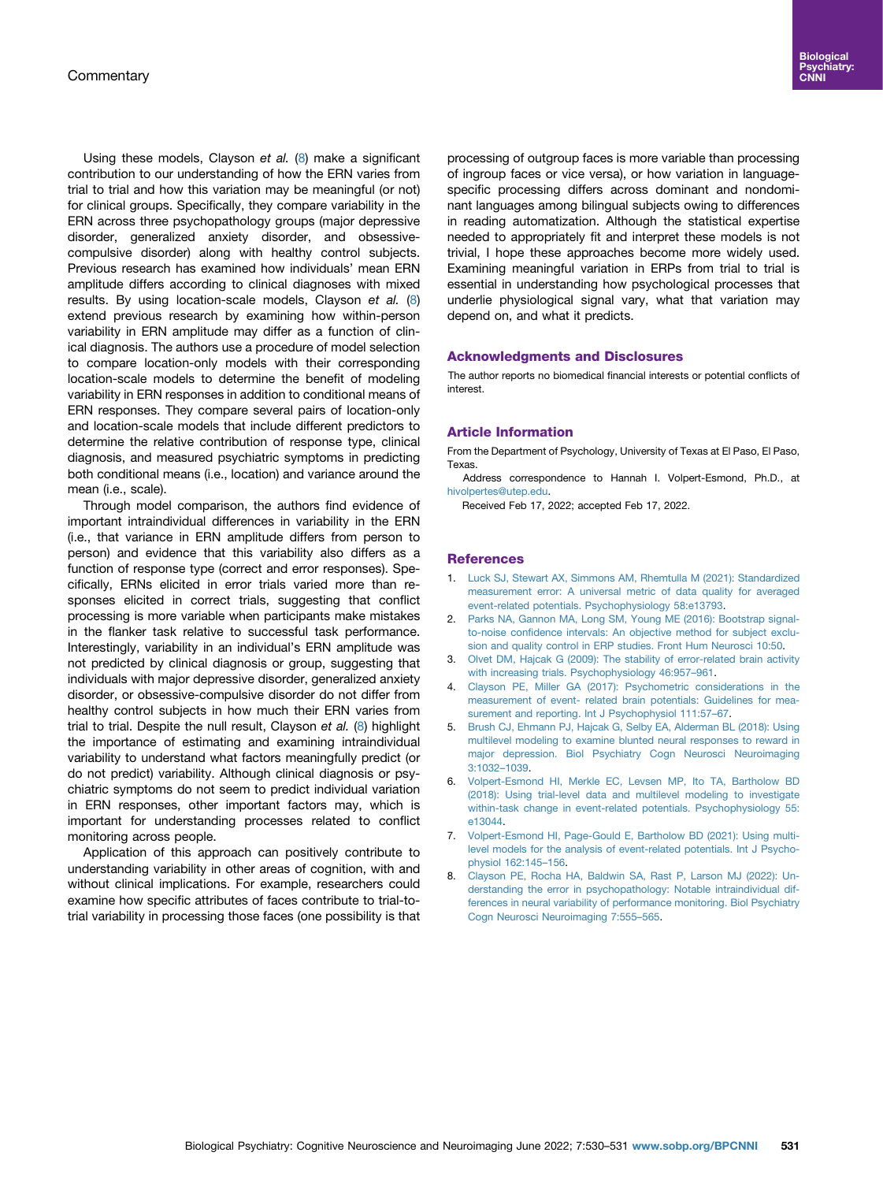Using these models, Clayson *et al.* (8) make a significant contribution to our understanding of how the ERN varies from trial to trial and how this variation may be meaningful (or not) for clinical groups. Specifically, they compare variability in the ERN across three psychopathology groups (major depressive disorder, generalized anxiety disorder, and obsessive-compulsive disorder) along with healthy control subjects. Previous research has examined how individuals' mean ERN amplitude differs according to clinical diagnoses with mixed results. By using location-scale models, Clayson *et al.* (8) extend previous research by examining how within-person variability in ERN amplitude may differ as a function of clinical diagnosis. The authors use a procedure of model selection to compare location-only models with their corresponding location-scale models to determine the benefit of modeling variability in ERN responses in addition to conditional means of ERN responses. They compare several pairs of location-only and location-scale models that include different predictors to determine the relative contribution of response type, clinical diagnosis, and measured psychiatric symptoms in predicting both conditional means (i.e., location) and variance around the mean (i.e., scale).

Through model comparison, the authors find evidence of important intraindividual differences in variability in the ERN (i.e., that variance in ERN amplitude differs from person to person) and evidence that this variability also differs as a function of response type (correct and error responses). Specifically, ERNs elicited in error trials varied more than responses elicited in correct trials, suggesting that conflict processing is more variable when participants make mistakes in the flanker task relative to successful task performance. Interestingly, variability in an individual's ERN amplitude was not predicted by clinical diagnosis or group, suggesting that individuals with major depressive disorder, generalized anxiety disorder, or obsessive-compulsive disorder do not differ from healthy control subjects in how much their ERN varies from trial to trial. Despite the null result, Clayson *et al.* (8) highlight the importance of estimating and examining intraindividual variability to understand what factors meaningfully predict (or do not predict) variability. Although clinical diagnosis or psychiatric symptoms do not seem to predict individual variation in ERN responses, other important factors may, which is important for understanding processes related to conflict monitoring across people.

Application of this approach can positively contribute to understanding variability in other areas of cognition, with and without clinical implications. For example, researchers could examine how specific attributes of faces contribute to trial-to-trial variability in processing those faces (one possibility is that processing of outgroup faces is more variable than processing of ingroup faces or vice versa), or how variation in language-specific processing differs across dominant and nondominant languages among bilingual subjects owing to differences in reading automatization. Although the statistical expertise needed to appropriately fit and interpret these models is not trivial, I hope these approaches become more widely used. Examining meaningful variation in ERPs from trial to trial is essential in understanding how psychological processes that underlie physiological signal vary, what that variation may depend on, and what it predicts.

## Acknowledgments and Disclosures

The author reports no biomedical financial interests or potential conflicts of interest.

## Article Information

From the Department of Psychology, University of Texas at El Paso, El Paso, Texas.

Address correspondence to Hannah I. Volpert-Esmond, Ph.D., at hivolpertes@utep.edu.

Received Feb 17, 2022; accepted Feb 17, 2022.

## References

1. Luck SJ, Stewart AX, Simmons AM, Rhemtulla M (2021): Standardized measurement error: A universal metric of data quality for averaged event-related potentials. Psychophysiology 58:e13793.
2. Parks NA, Gannon MA, Long SM, Young ME (2016): Bootstrap signal-to-noise confidence intervals: An objective method for subject exclusion and quality control in ERP studies. Front Hum Neurosci 10:50.
3. Olvet DM, Hajcak G (2009): The stability of error-related brain activity with increasing trials. Psychophysiology 46:957–961.
4. Clayson PE, Miller GA (2017): Psychometric considerations in the measurement of event- related brain potentials: Guidelines for measurement and reporting. Int J Psychophysiol 111:57–67.
5. Brush CJ, Ehmann PJ, Hajcak G, Selby EA, Alderman BL (2018): Using multilevel modeling to examine blunted neural responses to reward in major depression. Biol Psychiatry Cogn Neurosci Neuroimaging 3:1032–1039.
6. Volpert-Esmond HI, Merkle EC, Levsen MP, Ito TA, Bartholow BD (2018): Using trial-level data and multilevel modeling to investigate within-task change in event-related potentials. Psychophysiology 55: e13044.
7. Volpert-Esmond HI, Page-Gould E, Bartholow BD (2021): Using multilevel models for the analysis of event-related potentials. Int J Psychophysiol 162:145–156.
8. Clayson PE, Rocha HA, Baldwin SA, Rast P, Larson MJ (2022): Understanding the error in psychopathology: Notable intraindividual differences in neural variability of performance monitoring. Biol Psychiatry Cogn Neurosci Neuroimaging 7:555–565.